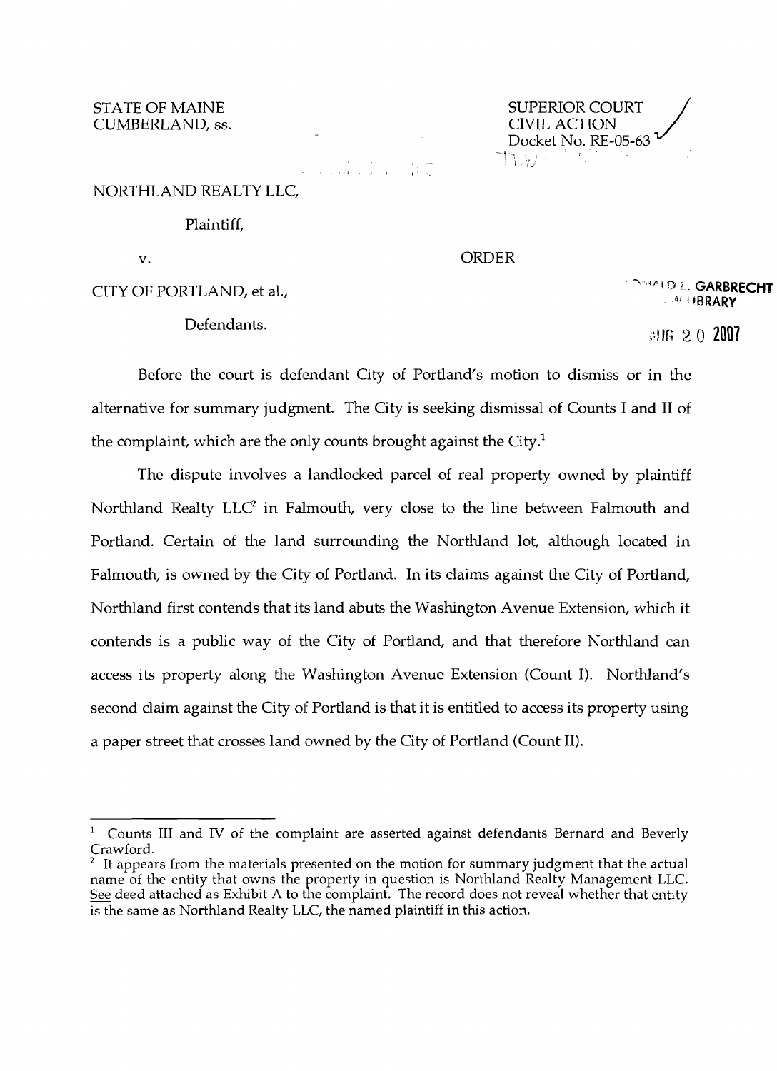STATE OF MAINE
CUMBERLAND, ss.

SUPERIOR COURT
CIVIL ACTION
Docket No. RE-05-63

NORTHLAND REALTY LLC,

Plaintiff,

v.

ORDER

CITY OF PORTLAND, et al.,

Defendants.

Before the court is defendant City of Portland's motion to dismiss or in the alternative for summary judgment. The City is seeking dismissal of Counts I and II of the complaint, which are the only counts brought against the City.[1]

The dispute involves a landlocked parcel of real property owned by plaintiff Northland Realty LLC[2] in Falmouth, very close to the line between Falmouth and Portland. Certain of the land surrounding the Northland lot, although located in Falmouth, is owned by the City of Portland. In its claims against the City of Portland, Northland first contends that its land abuts the Washington Avenue Extension, which it contends is a public way of the City of Portland, and that therefore Northland can access its property along the Washington Avenue Extension (Count I). Northland's second claim against the City of Portland is that it is entitled to access its property using a paper street that crosses land owned by the City of Portland (Count II).

---

[1] Counts III and IV of the complaint are asserted against defendants Bernard and Beverly Crawford.

[2] It appears from the materials presented on the motion for summary judgment that the actual name of the entity that owns the property in question is Northland Realty Management LLC. See deed attached as Exhibit A to the complaint. The record does not reveal whether that entity is the same as Northland Realty LLC, the named plaintiff in this action.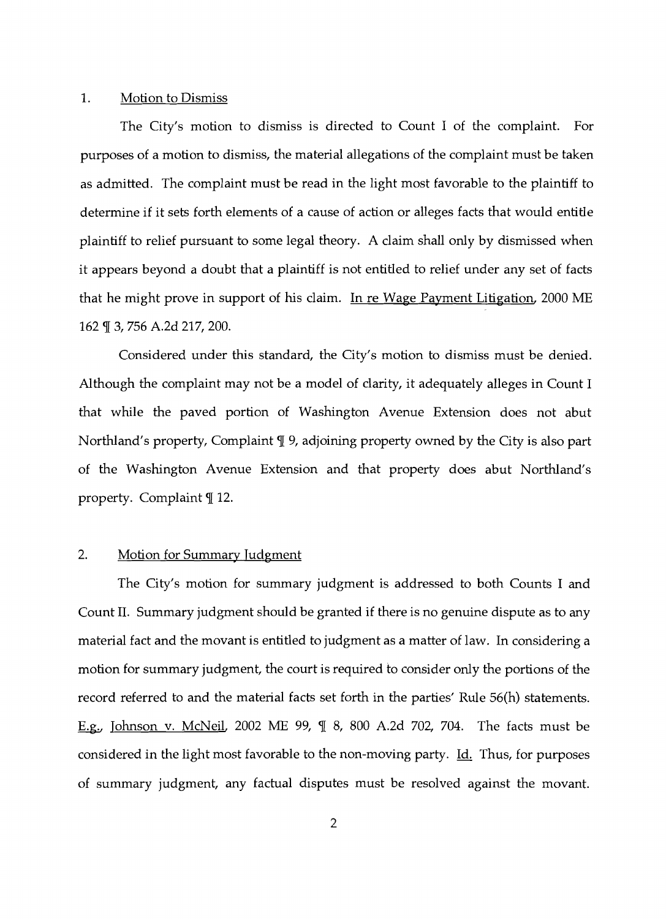## 1. Motion to Dismiss

The City's motion to dismiss is directed to Count I of the complaint. For purposes of a motion to dismiss, the material allegations of the complaint must be taken as admitted. The complaint must be read in the light most favorable to the plaintiff to determine if it sets forth elements of a cause of action or alleges facts that would entitle plaintiff to relief pursuant to some legal theory. A claim shall only by dismissed when it appears beyond a doubt that a plaintiff is not entitled to relief under any set of facts that he might prove in support of his claim. In re Wage Payment Litigation, 2000 ME 162 ¶ 3, 756 A.2d 217, 200.

Considered under this standard, the City's motion to dismiss must be denied. Although the complaint may not be a model of clarity, it adequately alleges in Count I that while the paved portion of Washington Avenue Extension does not abut Northland's property, Complaint ¶ 9, adjoining property owned by the City is also part of the Washington Avenue Extension and that property does abut Northland's property. Complaint ¶ 12.

## 2. Motion for Summary Judgment

The City's motion for summary judgment is addressed to both Counts I and Count II. Summary judgment should be granted if there is no genuine dispute as to any material fact and the movant is entitled to judgment as a matter of law. In considering a motion for summary judgment, the court is required to consider only the portions of the record referred to and the material facts set forth in the parties' Rule 56(h) statements. E.g., Johnson v. McNeil, 2002 ME 99, ¶ 8, 800 A.2d 702, 704. The facts must be considered in the light most favorable to the non-moving party. Id. Thus, for purposes of summary judgment, any factual disputes must be resolved against the movant.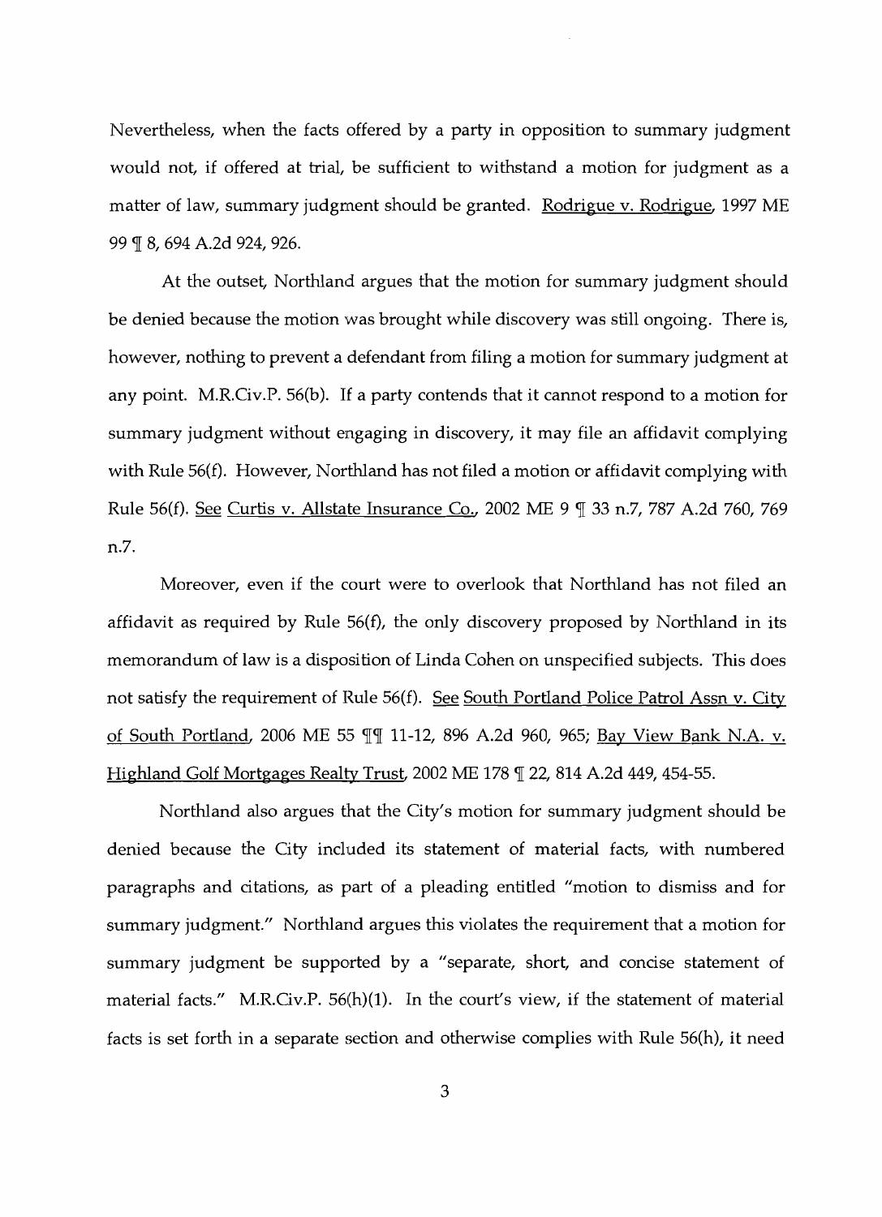Nevertheless, when the facts offered by a party in opposition to summary judgment would not, if offered at trial, be sufficient to withstand a motion for judgment as a matter of law, summary judgment should be granted. Rodrigue v. Rodrigue, 1997 ME 99 ¶ 8, 694 A.2d 924, 926.

At the outset, Northland argues that the motion for summary judgment should be denied because the motion was brought while discovery was still ongoing. There is, however, nothing to prevent a defendant from filing a motion for summary judgment at any point. M.R.Civ.P. 56(b). If a party contends that it cannot respond to a motion for summary judgment without engaging in discovery, it may file an affidavit complying with Rule 56(f). However, Northland has not filed a motion or affidavit complying with Rule 56(f). See Curtis v. Allstate Insurance Co., 2002 ME 9 ¶ 33 n.7, 787 A.2d 760, 769 n.7.

Moreover, even if the court were to overlook that Northland has not filed an affidavit as required by Rule 56(f), the only discovery proposed by Northland in its memorandum of law is a disposition of Linda Cohen on unspecified subjects. This does not satisfy the requirement of Rule 56(f). See South Portland Police Patrol Assn v. City of South Portland, 2006 ME 55 ¶¶ 11-12, 896 A.2d 960, 965; Bay View Bank N.A. v. Highland Golf Mortgages Realty Trust, 2002 ME 178 ¶ 22, 814 A.2d 449, 454-55.

Northland also argues that the City's motion for summary judgment should be denied because the City included its statement of material facts, with numbered paragraphs and citations, as part of a pleading entitled "motion to dismiss and for summary judgment." Northland argues this violates the requirement that a motion for summary judgment be supported by a "separate, short, and concise statement of material facts." M.R.Civ.P. 56(h)(1). In the court's view, if the statement of material facts is set forth in a separate section and otherwise complies with Rule 56(h), it need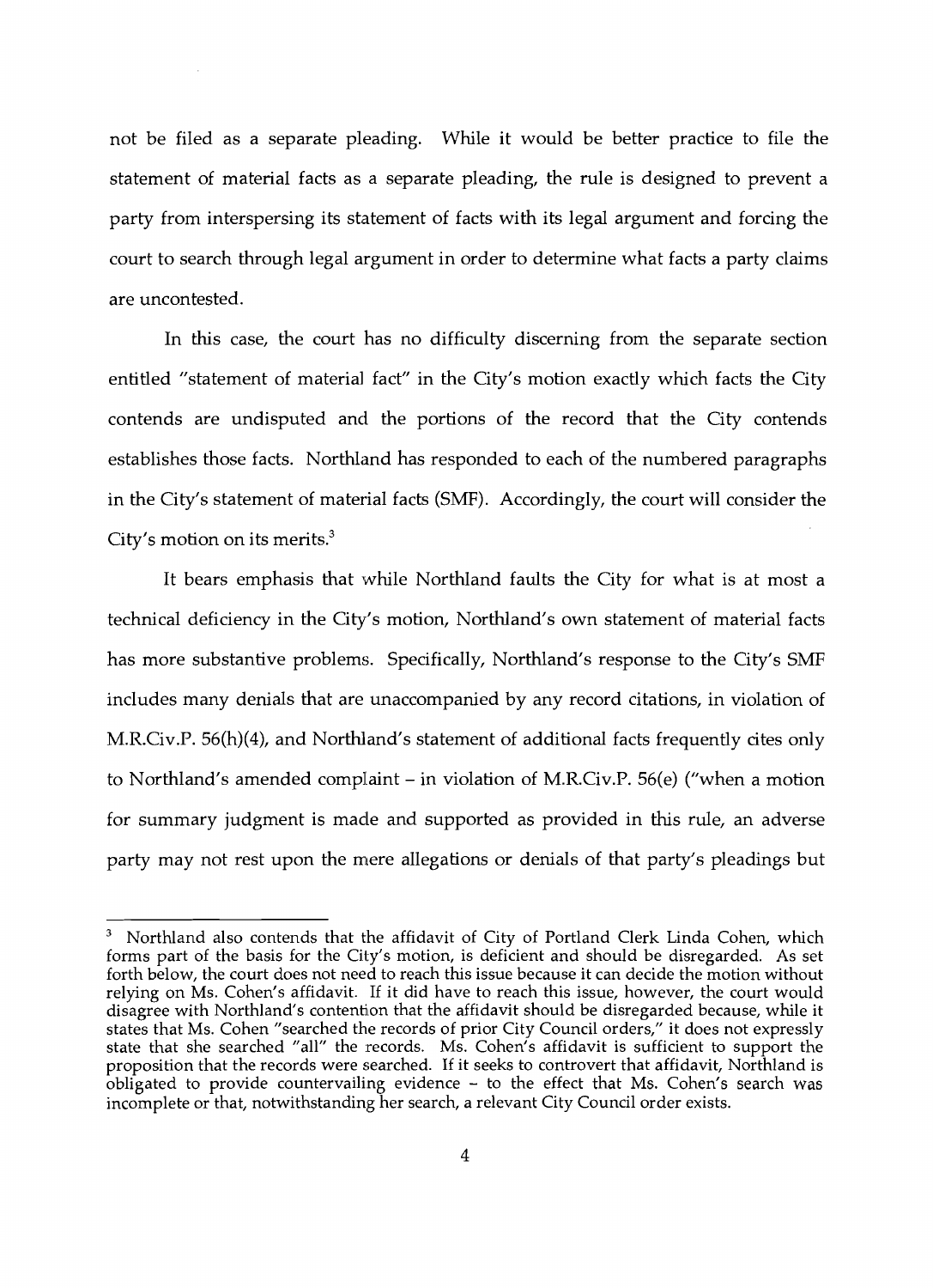not be filed as a separate pleading. While it would be better practice to file the statement of material facts as a separate pleading, the rule is designed to prevent a party from interspersing its statement of facts with its legal argument and forcing the court to search through legal argument in order to determine what facts a party claims are uncontested.

In this case, the court has no difficulty discerning from the separate section entitled "statement of material fact" in the City's motion exactly which facts the City contends are undisputed and the portions of the record that the City contends establishes those facts. Northland has responded to each of the numbered paragraphs in the City's statement of material facts (SMF). Accordingly, the court will consider the City's motion on its merits.[3]

It bears emphasis that while Northland faults the City for what is at most a technical deficiency in the City's motion, Northland's own statement of material facts has more substantive problems. Specifically, Northland's response to the City's SMF includes many denials that are unaccompanied by any record citations, in violation of M.R.Civ.P. 56(h)(4), and Northland's statement of additional facts frequently cites only to Northland's amended complaint – in violation of M.R.Civ.P. 56(e) ("when a motion for summary judgment is made and supported as provided in this rule, an adverse party may not rest upon the mere allegations or denials of that party's pleadings but

---

[3] Northland also contends that the affidavit of City of Portland Clerk Linda Cohen, which forms part of the basis for the City's motion, is deficient and should be disregarded. As set forth below, the court does not need to reach this issue because it can decide the motion without relying on Ms. Cohen's affidavit. If it did have to reach this issue, however, the court would disagree with Northland's contention that the affidavit should be disregarded because, while it states that Ms. Cohen "searched the records of prior City Council orders," it does not expressly state that she searched "all" the records. Ms. Cohen's affidavit is sufficient to support the proposition that the records were searched. If it seeks to controvert that affidavit, Northland is obligated to provide countervailing evidence – to the effect that Ms. Cohen's search was incomplete or that, notwithstanding her search, a relevant City Council order exists.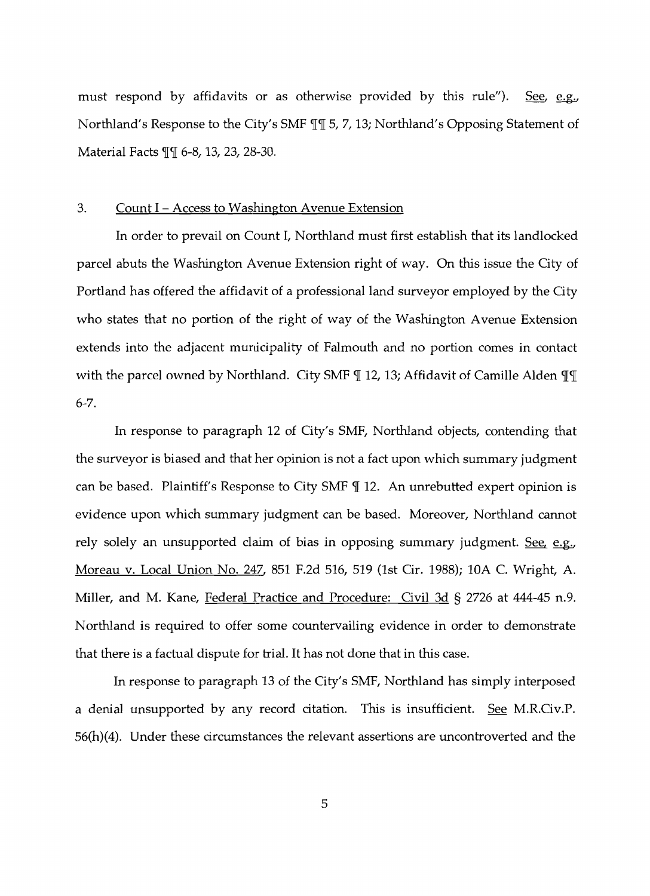must respond by affidavits or as otherwise provided by this rule"). See, e.g., Northland's Response to the City's SMF ¶¶ 5, 7, 13; Northland's Opposing Statement of Material Facts ¶¶ 6-8, 13, 23, 28-30.

### 3. Count I – Access to Washington Avenue Extension

In order to prevail on Count I, Northland must first establish that its landlocked parcel abuts the Washington Avenue Extension right of way. On this issue the City of Portland has offered the affidavit of a professional land surveyor employed by the City who states that no portion of the right of way of the Washington Avenue Extension extends into the adjacent municipality of Falmouth and no portion comes in contact with the parcel owned by Northland. City SMF ¶ 12, 13; Affidavit of Camille Alden ¶¶ 6-7.

In response to paragraph 12 of City's SMF, Northland objects, contending that the surveyor is biased and that her opinion is not a fact upon which summary judgment can be based. Plaintiff's Response to City SMF ¶ 12. An unrebutted expert opinion is evidence upon which summary judgment can be based. Moreover, Northland cannot rely solely an unsupported claim of bias in opposing summary judgment. See, e.g., Moreau v. Local Union No. 247, 851 F.2d 516, 519 (1st Cir. 1988); 10A C. Wright, A. Miller, and M. Kane, Federal Practice and Procedure: Civil 3d § 2726 at 444-45 n.9. Northland is required to offer some countervailing evidence in order to demonstrate that there is a factual dispute for trial. It has not done that in this case.

In response to paragraph 13 of the City's SMF, Northland has simply interposed a denial unsupported by any record citation. This is insufficient. See M.R.Civ.P. 56(h)(4). Under these circumstances the relevant assertions are uncontroverted and the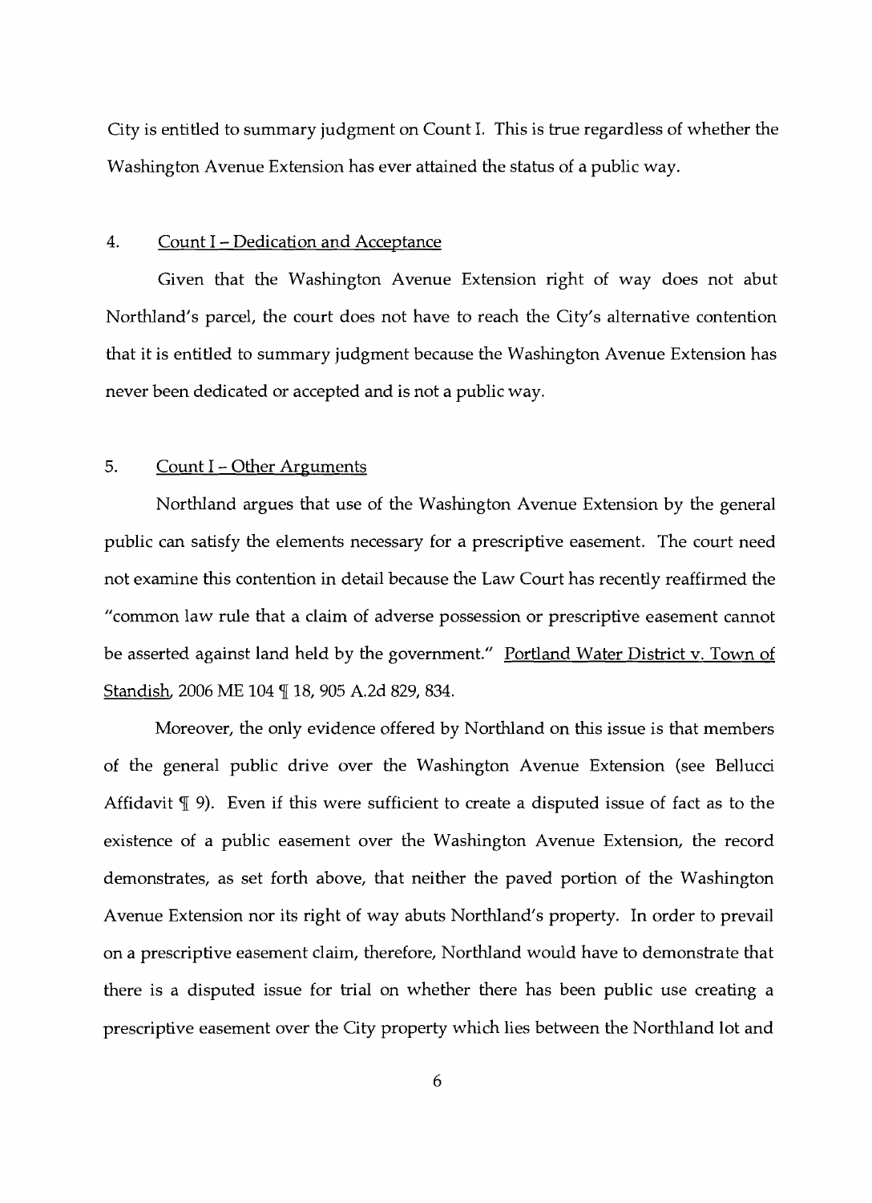City is entitled to summary judgment on Count I. This is true regardless of whether the Washington Avenue Extension has ever attained the status of a public way.

4. <u>Count I – Dedication and Acceptance</u>

Given that the Washington Avenue Extension right of way does not abut Northland's parcel, the court does not have to reach the City's alternative contention that it is entitled to summary judgment because the Washington Avenue Extension has never been dedicated or accepted and is not a public way.

5. <u>Count I – Other Arguments</u>

Northland argues that use of the Washington Avenue Extension by the general public can satisfy the elements necessary for a prescriptive easement. The court need not examine this contention in detail because the Law Court has recently reaffirmed the "common law rule that a claim of adverse possession or prescriptive easement cannot be asserted against land held by the government." <u>Portland Water District v. Town of Standish</u>, 2006 ME 104 ¶ 18, 905 A.2d 829, 834.

Moreover, the only evidence offered by Northland on this issue is that members of the general public drive over the Washington Avenue Extension (see Bellucci Affidavit ¶ 9). Even if this were sufficient to create a disputed issue of fact as to the existence of a public easement over the Washington Avenue Extension, the record demonstrates, as set forth above, that neither the paved portion of the Washington Avenue Extension nor its right of way abuts Northland's property. In order to prevail on a prescriptive easement claim, therefore, Northland would have to demonstrate that there is a disputed issue for trial on whether there has been public use creating a prescriptive easement over the City property which lies between the Northland lot and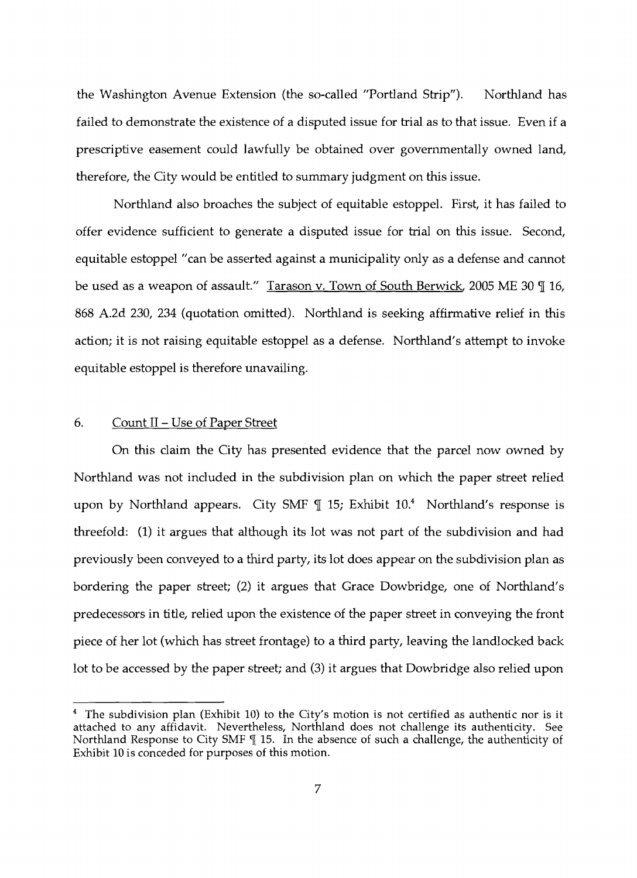the Washington Avenue Extension (the so-called "Portland Strip"). Northland has failed to demonstrate the existence of a disputed issue for trial as to that issue. Even if a prescriptive easement could lawfully be obtained over governmentally owned land, therefore, the City would be entitled to summary judgment on this issue.

Northland also broaches the subject of equitable estoppel. First, it has failed to offer evidence sufficient to generate a disputed issue for trial on this issue. Second, equitable estoppel "can be asserted against a municipality only as a defense and cannot be used as a weapon of assault." Tarason v. Town of South Berwick, 2005 ME 30 ¶ 16, 868 A.2d 230, 234 (quotation omitted). Northland is seeking affirmative relief in this action; it is not raising equitable estoppel as a defense. Northland's attempt to invoke equitable estoppel is therefore unavailing.

## 6. Count II – Use of Paper Street

On this claim the City has presented evidence that the parcel now owned by Northland was not included in the subdivision plan on which the paper street relied upon by Northland appears. City SMF ¶ 15; Exhibit 10.[4] Northland's response is threefold: (1) it argues that although its lot was not part of the subdivision and had previously been conveyed to a third party, its lot does appear on the subdivision plan as bordering the paper street; (2) it argues that Grace Dowbridge, one of Northland's predecessors in title, relied upon the existence of the paper street in conveying the front piece of her lot (which has street frontage) to a third party, leaving the landlocked back lot to be accessed by the paper street; and (3) it argues that Dowbridge also relied upon

[4] The subdivision plan (Exhibit 10) to the City's motion is not certified as authentic nor is it attached to any affidavit. Nevertheless, Northland does not challenge its authenticity. See Northland Response to City SMF ¶ 15. In the absence of such a challenge, the authenticity of Exhibit 10 is conceded for purposes of this motion.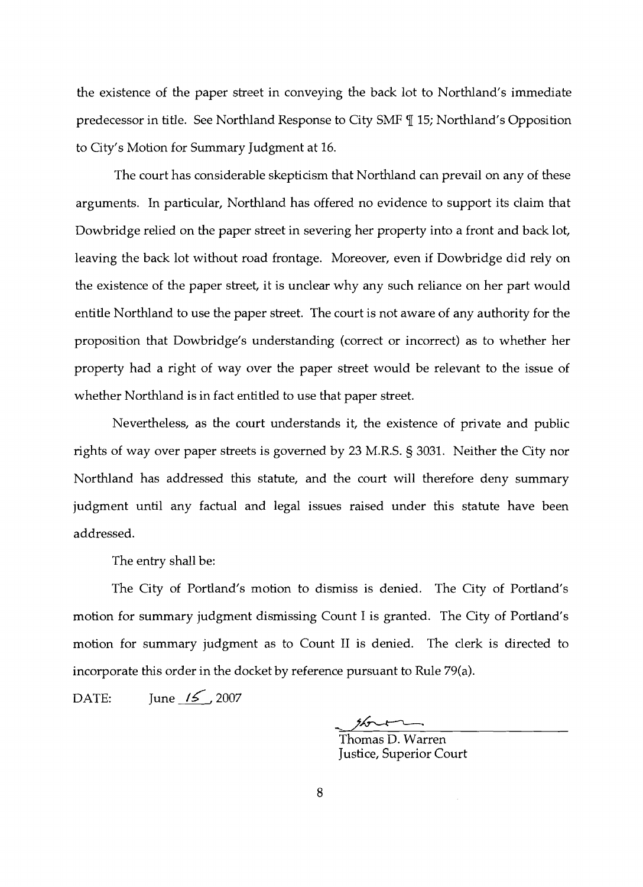the existence of the paper street in conveying the back lot to Northland's immediate predecessor in title. See Northland Response to City SMF ¶ 15; Northland's Opposition to City's Motion for Summary Judgment at 16.

The court has considerable skepticism that Northland can prevail on any of these arguments. In particular, Northland has offered no evidence to support its claim that Dowbridge relied on the paper street in severing her property into a front and back lot, leaving the back lot without road frontage. Moreover, even if Dowbridge did rely on the existence of the paper street, it is unclear why any such reliance on her part would entitle Northland to use the paper street. The court is not aware of any authority for the proposition that Dowbridge's understanding (correct or incorrect) as to whether her property had a right of way over the paper street would be relevant to the issue of whether Northland is in fact entitled to use that paper street.

Nevertheless, as the court understands it, the existence of private and public rights of way over paper streets is governed by 23 M.R.S. § 3031. Neither the City nor Northland has addressed this statute, and the court will therefore deny summary judgment until any factual and legal issues raised under this statute have been addressed.

The entry shall be:

The City of Portland's motion to dismiss is denied. The City of Portland's motion for summary judgment dismissing Count I is granted. The City of Portland's motion for summary judgment as to Count II is denied. The clerk is directed to incorporate this order in the docket by reference pursuant to Rule 79(a).

DATE: June 15, 2007

Thomas D. Warren
Justice, Superior Court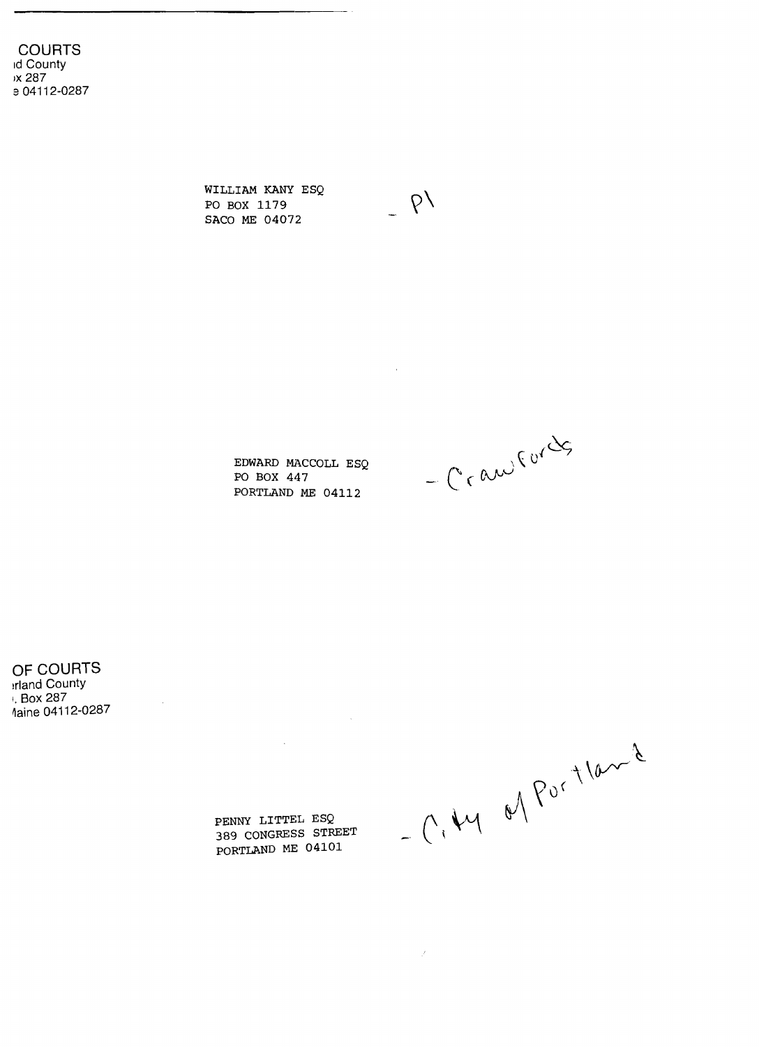COURTS
ıd County
ıx 287
e 04112-0287

WILLIAM KANY ESQ
PO BOX 1179
SACO ME 04072

\- Pl

EDWARD MACCOLL ESQ
PO BOX 447
PORTLAND ME 04112

\- Crawfords

OF COURTS
ırland County
. Box 287
Maine 04112-0287

PENNY LITTEL ESQ
389 CONGRESS STREET
PORTLAND ME 04101

\- City of Portland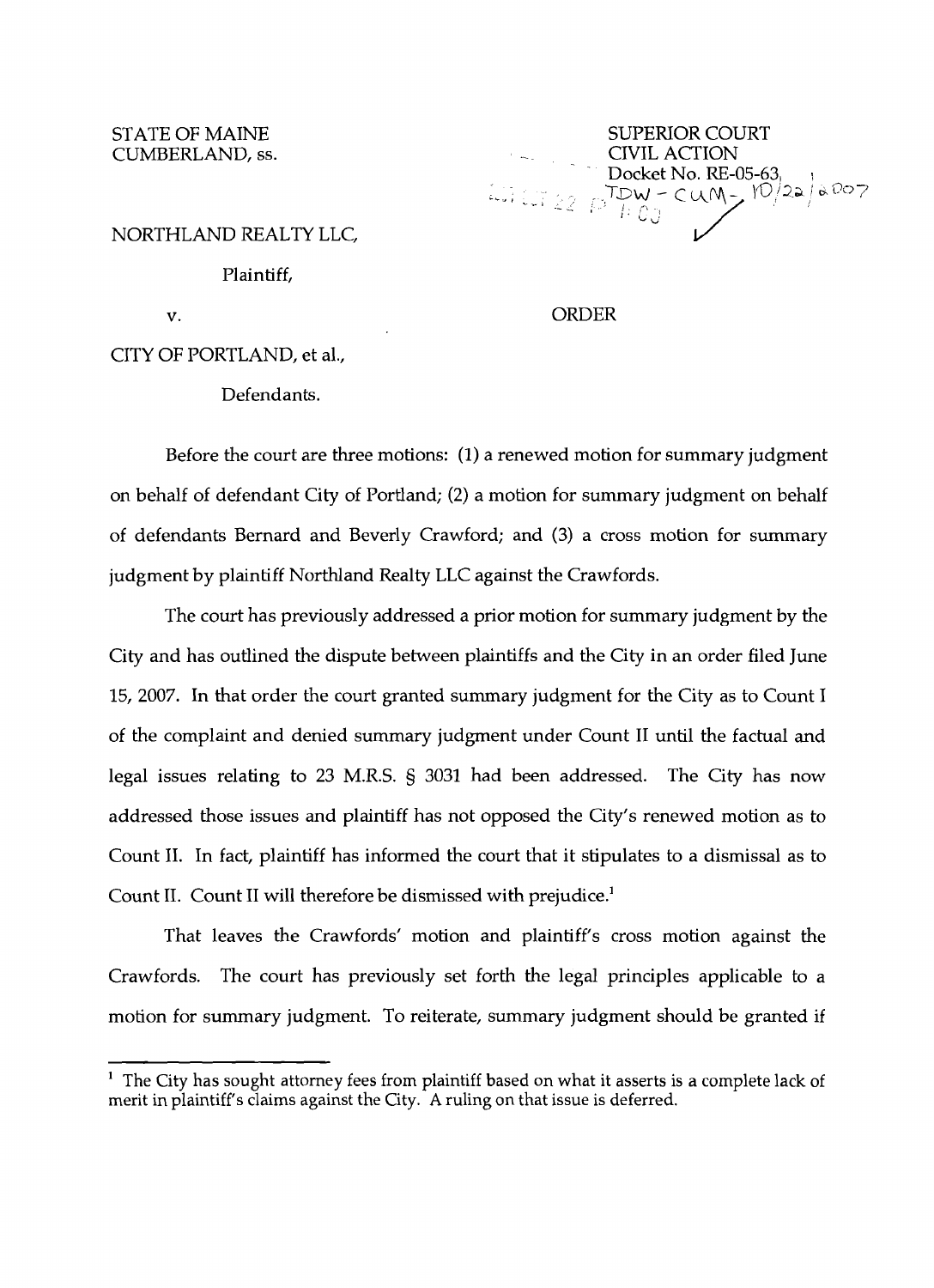STATE OF MAINE
CUMBERLAND, ss.

SUPERIOR COURT
CIVIL ACTION
Docket No. RE-05-63
TDW - CUM - 10/22/2007

NORTHLAND REALTY LLC,

Plaintiff,

v.

ORDER

CITY OF PORTLAND, et al.,

Defendants.

Before the court are three motions: (1) a renewed motion for summary judgment on behalf of defendant City of Portland; (2) a motion for summary judgment on behalf of defendants Bernard and Beverly Crawford; and (3) a cross motion for summary judgment by plaintiff Northland Realty LLC against the Crawfords.

The court has previously addressed a prior motion for summary judgment by the City and has outlined the dispute between plaintiffs and the City in an order filed June 15, 2007. In that order the court granted summary judgment for the City as to Count I of the complaint and denied summary judgment under Count II until the factual and legal issues relating to 23 M.R.S. § 3031 had been addressed. The City has now addressed those issues and plaintiff has not opposed the City's renewed motion as to Count II. In fact, plaintiff has informed the court that it stipulates to a dismissal as to Count II. Count II will therefore be dismissed with prejudice.[1]

That leaves the Crawfords' motion and plaintiff's cross motion against the Crawfords. The court has previously set forth the legal principles applicable to a motion for summary judgment. To reiterate, summary judgment should be granted if

[1] The City has sought attorney fees from plaintiff based on what it asserts is a complete lack of merit in plaintiff's claims against the City. A ruling on that issue is deferred.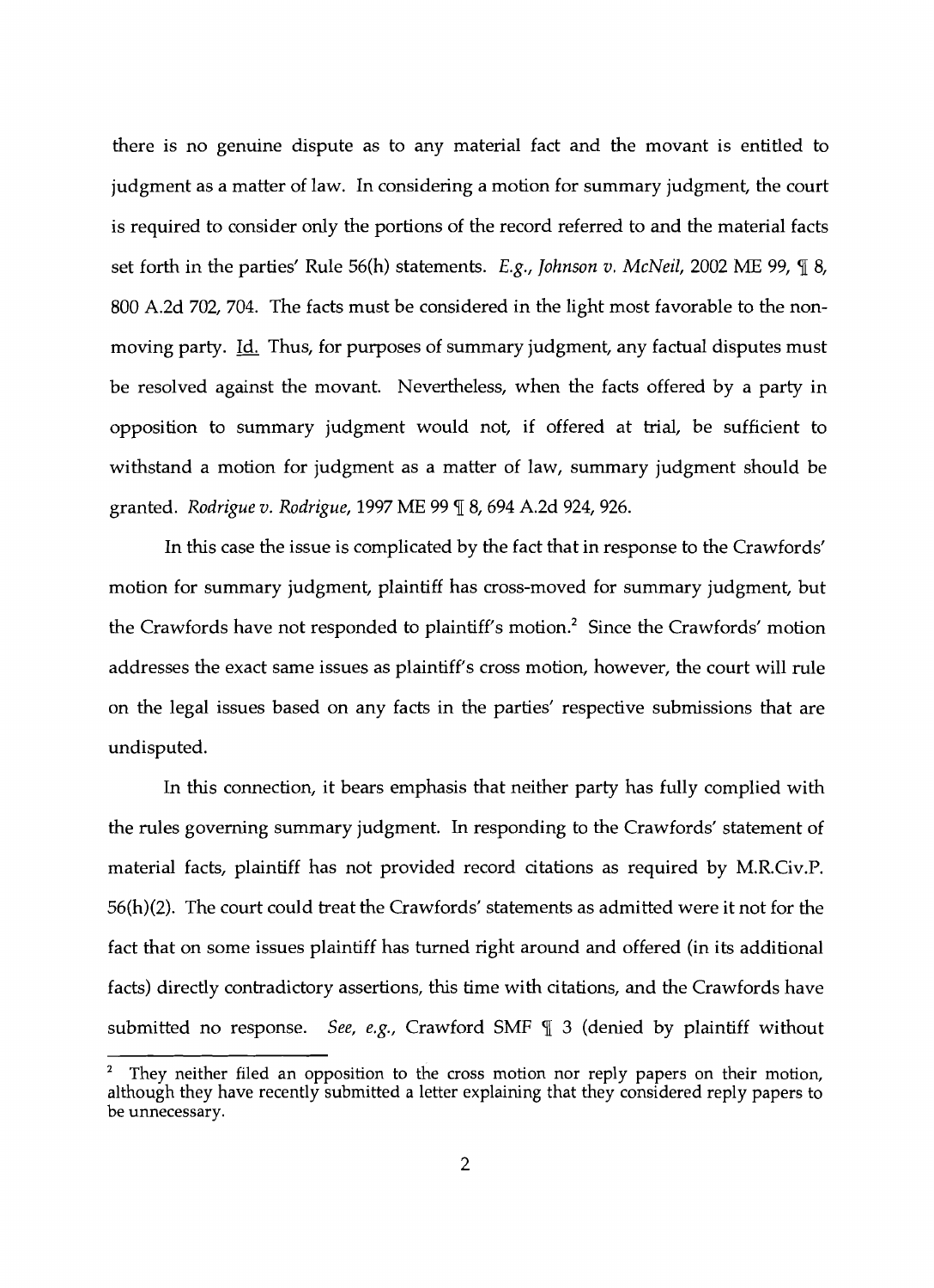there is no genuine dispute as to any material fact and the movant is entitled to judgment as a matter of law. In considering a motion for summary judgment, the court is required to consider only the portions of the record referred to and the material facts set forth in the parties' Rule 56(h) statements. *E.g., Johnson v. McNeil*, 2002 ME 99, ¶ 8, 800 A.2d 702, 704. The facts must be considered in the light most favorable to the non-moving party. Id. Thus, for purposes of summary judgment, any factual disputes must be resolved against the movant. Nevertheless, when the facts offered by a party in opposition to summary judgment would not, if offered at trial, be sufficient to withstand a motion for judgment as a matter of law, summary judgment should be granted. *Rodrigue v. Rodrigue*, 1997 ME 99 ¶ 8, 694 A.2d 924, 926.

In this case the issue is complicated by the fact that in response to the Crawfords' motion for summary judgment, plaintiff has cross-moved for summary judgment, but the Crawfords have not responded to plaintiff's motion.[2] Since the Crawfords' motion addresses the exact same issues as plaintiff's cross motion, however, the court will rule on the legal issues based on any facts in the parties' respective submissions that are undisputed.

In this connection, it bears emphasis that neither party has fully complied with the rules governing summary judgment. In responding to the Crawfords' statement of material facts, plaintiff has not provided record citations as required by M.R.Civ.P. 56(h)(2). The court could treat the Crawfords' statements as admitted were it not for the fact that on some issues plaintiff has turned right around and offered (in its additional facts) directly contradictory assertions, this time with citations, and the Crawfords have submitted no response. *See, e.g.,* Crawford SMF ¶ 3 (denied by plaintiff without

[2] They neither filed an opposition to the cross motion nor reply papers on their motion, although they have recently submitted a letter explaining that they considered reply papers to be unnecessary.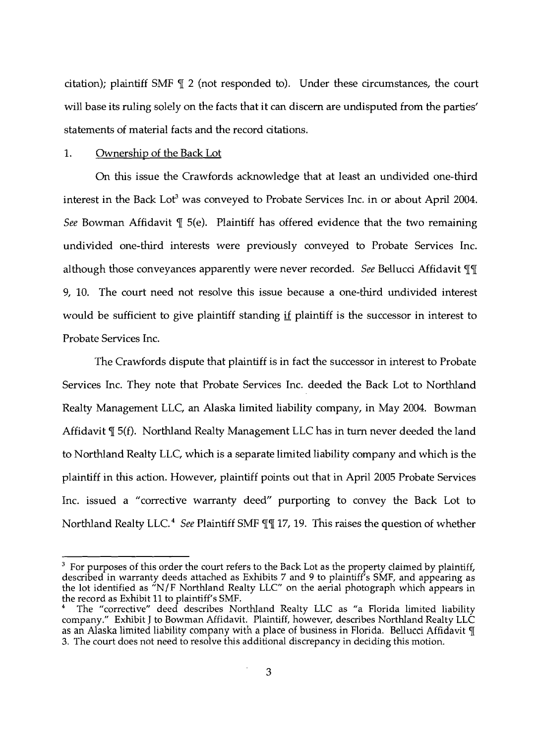citation); plaintiff SMF ¶ 2 (not responded to). Under these circumstances, the court will base its ruling solely on the facts that it can discern are undisputed from the parties' statements of material facts and the record citations.

1. Ownership of the Back Lot

On this issue the Crawfords acknowledge that at least an undivided one-third interest in the Back Lot[3] was conveyed to Probate Services Inc. in or about April 2004. *See* Bowman Affidavit ¶ 5(e). Plaintiff has offered evidence that the two remaining undivided one-third interests were previously conveyed to Probate Services Inc. although those conveyances apparently were never recorded. *See* Bellucci Affidavit ¶¶ 9, 10. The court need not resolve this issue because a one-third undivided interest would be sufficient to give plaintiff standing if plaintiff is the successor in interest to Probate Services Inc.

The Crawfords dispute that plaintiff is in fact the successor in interest to Probate Services Inc. They note that Probate Services Inc. deeded the Back Lot to Northland Realty Management LLC, an Alaska limited liability company, in May 2004. Bowman Affidavit ¶ 5(f). Northland Realty Management LLC has in turn never deeded the land to Northland Realty LLC, which is a separate limited liability company and which is the plaintiff in this action. However, plaintiff points out that in April 2005 Probate Services Inc. issued a "corrective warranty deed" purporting to convey the Back Lot to Northland Realty LLC.[4] *See* Plaintiff SMF ¶¶ 17, 19. This raises the question of whether

---

[3] For purposes of this order the court refers to the Back Lot as the property claimed by plaintiff, described in warranty deeds attached as Exhibits 7 and 9 to plaintiff's SMF, and appearing as the lot identified as "N/F Northland Realty LLC" on the aerial photograph which appears in the record as Exhibit 11 to plaintiff's SMF.

[4] The "corrective" deed describes Northland Realty LLC as "a Florida limited liability company." Exhibit J to Bowman Affidavit. Plaintiff, however, describes Northland Realty LLC as an Alaska limited liability company with a place of business in Florida. Bellucci Affidavit ¶ 3. The court does not need to resolve this additional discrepancy in deciding this motion.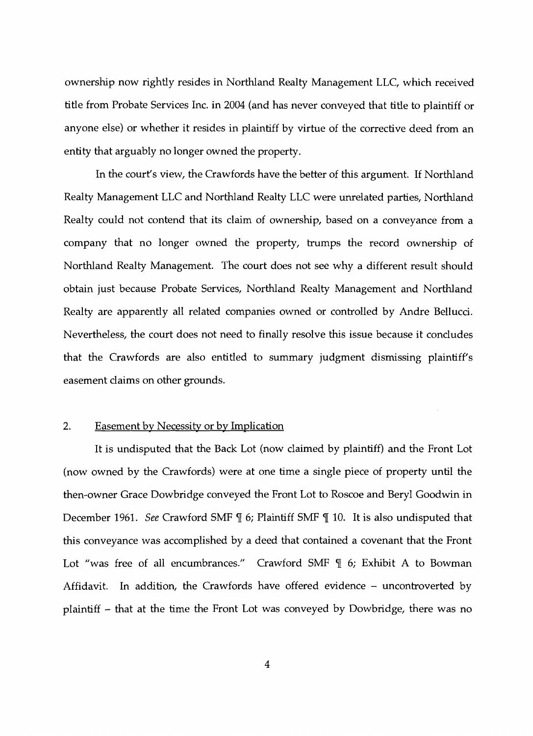ownership now rightly resides in Northland Realty Management LLC, which received title from Probate Services Inc. in 2004 (and has never conveyed that title to plaintiff or anyone else) or whether it resides in plaintiff by virtue of the corrective deed from an entity that arguably no longer owned the property.

In the court's view, the Crawfords have the better of this argument. If Northland Realty Management LLC and Northland Realty LLC were unrelated parties, Northland Realty could not contend that its claim of ownership, based on a conveyance from a company that no longer owned the property, trumps the record ownership of Northland Realty Management. The court does not see why a different result should obtain just because Probate Services, Northland Realty Management and Northland Realty are apparently all related companies owned or controlled by Andre Bellucci. Nevertheless, the court does not need to finally resolve this issue because it concludes that the Crawfords are also entitled to summary judgment dismissing plaintiff's easement claims on other grounds.

2. Easement by Necessity or by Implication

It is undisputed that the Back Lot (now claimed by plaintiff) and the Front Lot (now owned by the Crawfords) were at one time a single piece of property until the then-owner Grace Dowbridge conveyed the Front Lot to Roscoe and Beryl Goodwin in December 1961. *See* Crawford SMF ¶ 6; Plaintiff SMF ¶ 10. It is also undisputed that this conveyance was accomplished by a deed that contained a covenant that the Front Lot "was free of all encumbrances." Crawford SMF ¶ 6; Exhibit A to Bowman Affidavit. In addition, the Crawfords have offered evidence – uncontroverted by plaintiff – that at the time the Front Lot was conveyed by Dowbridge, there was no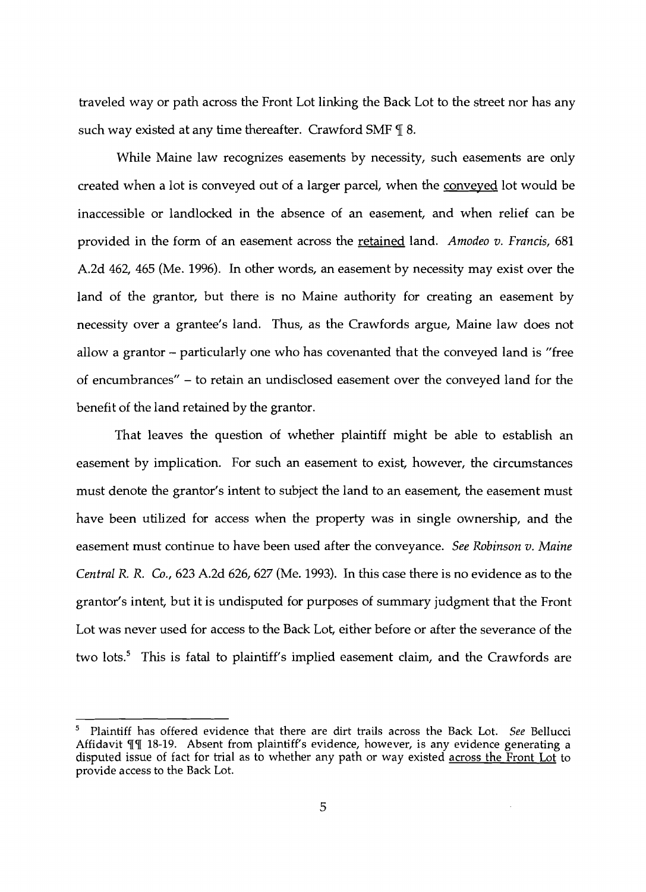traveled way or path across the Front Lot linking the Back Lot to the street nor has any such way existed at any time thereafter. Crawford SMF ¶ 8.

While Maine law recognizes easements by necessity, such easements are only created when a lot is conveyed out of a larger parcel, when the conveyed lot would be inaccessible or landlocked in the absence of an easement, and when relief can be provided in the form of an easement across the retained land. *Amodeo v. Francis*, 681 A.2d 462, 465 (Me. 1996). In other words, an easement by necessity may exist over the land of the grantor, but there is no Maine authority for creating an easement by necessity over a grantee's land. Thus, as the Crawfords argue, Maine law does not allow a grantor – particularly one who has covenanted that the conveyed land is "free of encumbrances" – to retain an undisclosed easement over the conveyed land for the benefit of the land retained by the grantor.

That leaves the question of whether plaintiff might be able to establish an easement by implication. For such an easement to exist, however, the circumstances must denote the grantor's intent to subject the land to an easement, the easement must have been utilized for access when the property was in single ownership, and the easement must continue to have been used after the conveyance. *See Robinson v. Maine Central R. R. Co.*, 623 A.2d 626, 627 (Me. 1993). In this case there is no evidence as to the grantor's intent, but it is undisputed for purposes of summary judgment that the Front Lot was never used for access to the Back Lot, either before or after the severance of the two lots.[5] This is fatal to plaintiff's implied easement claim, and the Crawfords are

---

[5] Plaintiff has offered evidence that there are dirt trails across the Back Lot. *See* Bellucci Affidavit ¶¶ 18-19. Absent from plaintiff's evidence, however, is any evidence generating a disputed issue of fact for trial as to whether any path or way existed across the Front Lot to provide access to the Back Lot.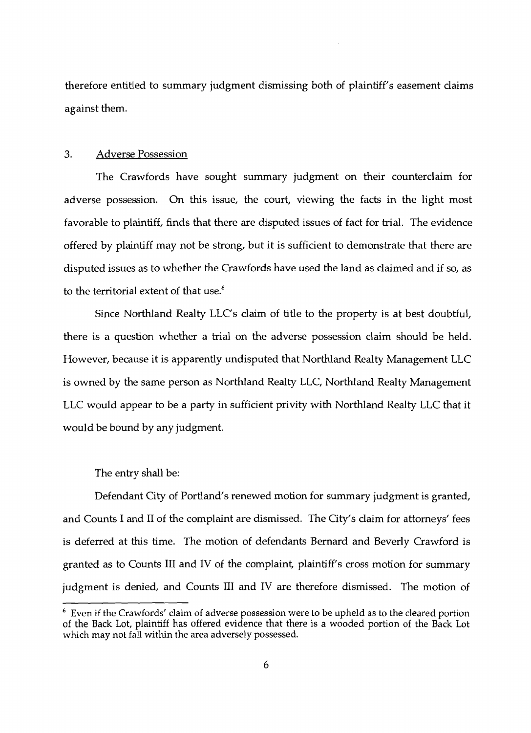therefore entitled to summary judgment dismissing both of plaintiff's easement claims against them.

### 3. Adverse Possession

The Crawfords have sought summary judgment on their counterclaim for adverse possession. On this issue, the court, viewing the facts in the light most favorable to plaintiff, finds that there are disputed issues of fact for trial. The evidence offered by plaintiff may not be strong, but it is sufficient to demonstrate that there are disputed issues as to whether the Crawfords have used the land as claimed and if so, as to the territorial extent of that use.[6]

Since Northland Realty LLC's claim of title to the property is at best doubtful, there is a question whether a trial on the adverse possession claim should be held. However, because it is apparently undisputed that Northland Realty Management LLC is owned by the same person as Northland Realty LLC, Northland Realty Management LLC would appear to be a party in sufficient privity with Northland Realty LLC that it would be bound by any judgment.

The entry shall be:

Defendant City of Portland's renewed motion for summary judgment is granted, and Counts I and II of the complaint are dismissed. The City's claim for attorneys' fees is deferred at this time. The motion of defendants Bernard and Beverly Crawford is granted as to Counts III and IV of the complaint, plaintiff's cross motion for summary judgment is denied, and Counts III and IV are therefore dismissed. The motion of

[6] Even if the Crawfords' claim of adverse possession were to be upheld as to the cleared portion of the Back Lot, plaintiff has offered evidence that there is a wooded portion of the Back Lot which may not fall within the area adversely possessed.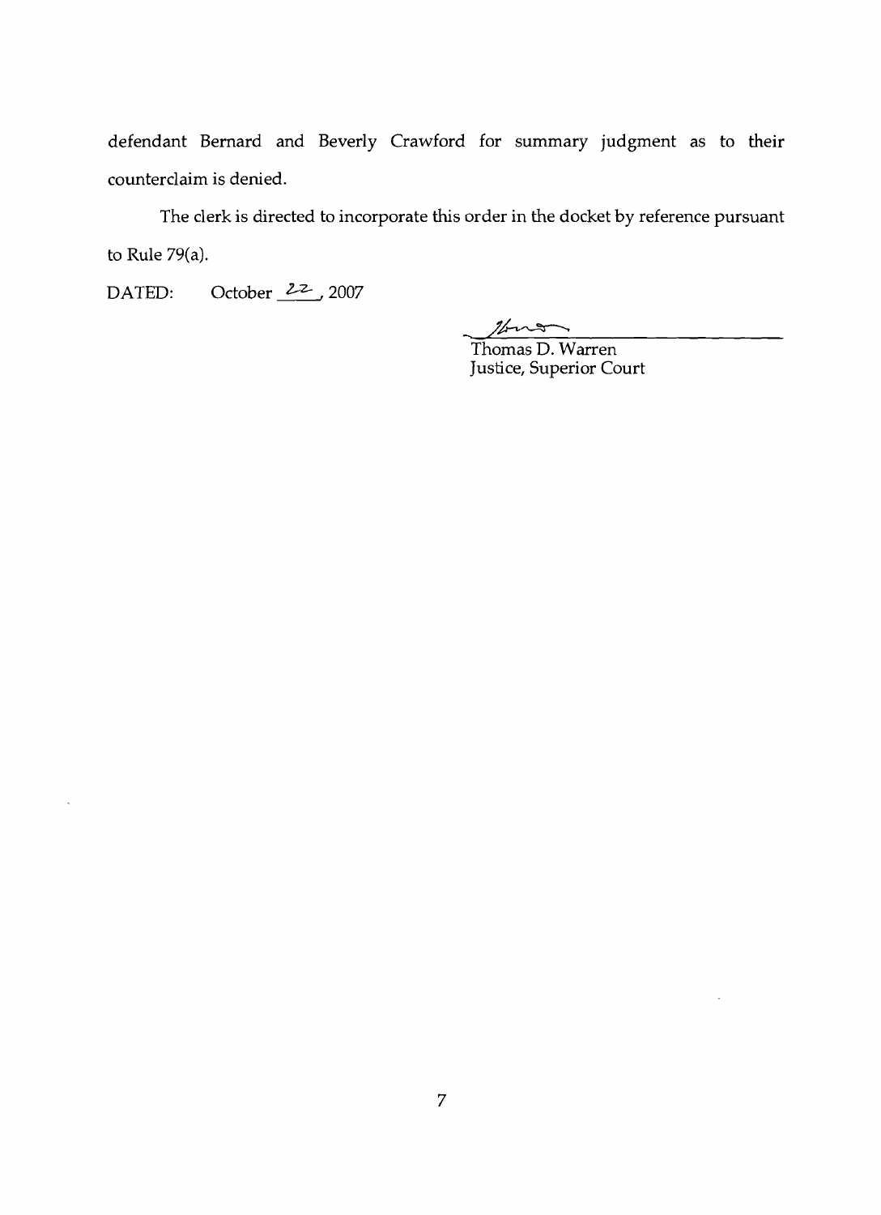defendant Bernard and Beverly Crawford for summary judgment as to their counterclaim is denied.

The clerk is directed to incorporate this order in the docket by reference pursuant to Rule 79(a).

DATED: October 22, 2007

Thomas D. Warren
Justice, Superior Court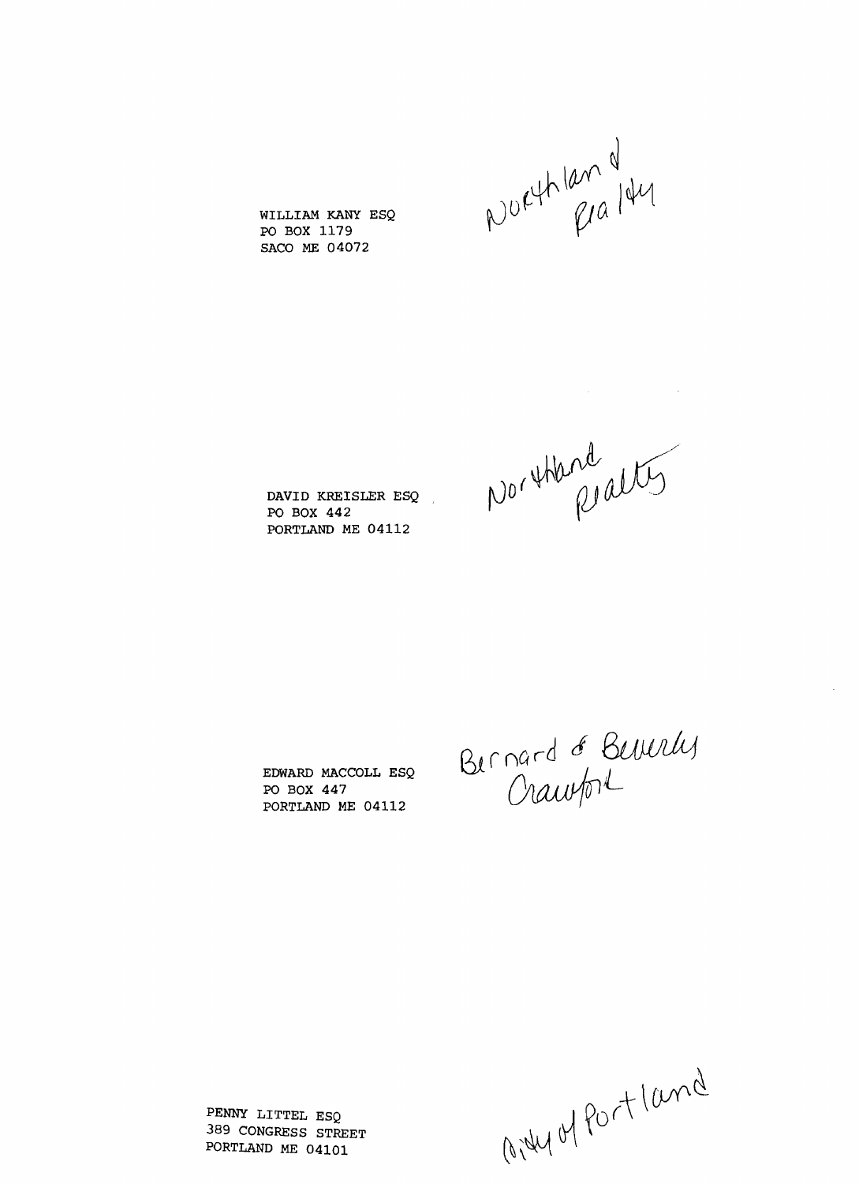WILLIAM KANY ESQ
PO BOX 1179
SACO ME 04072

Northland Realty

DAVID KREISLER ESQ
PO BOX 442
PORTLAND ME 04112

Northland Realty

EDWARD MACCOLL ESQ
PO BOX 447
PORTLAND ME 04112

Bernard & Beverly Crawford

PENNY LITTEL ESQ
389 CONGRESS STREET
PORTLAND ME 04101

City of Portland